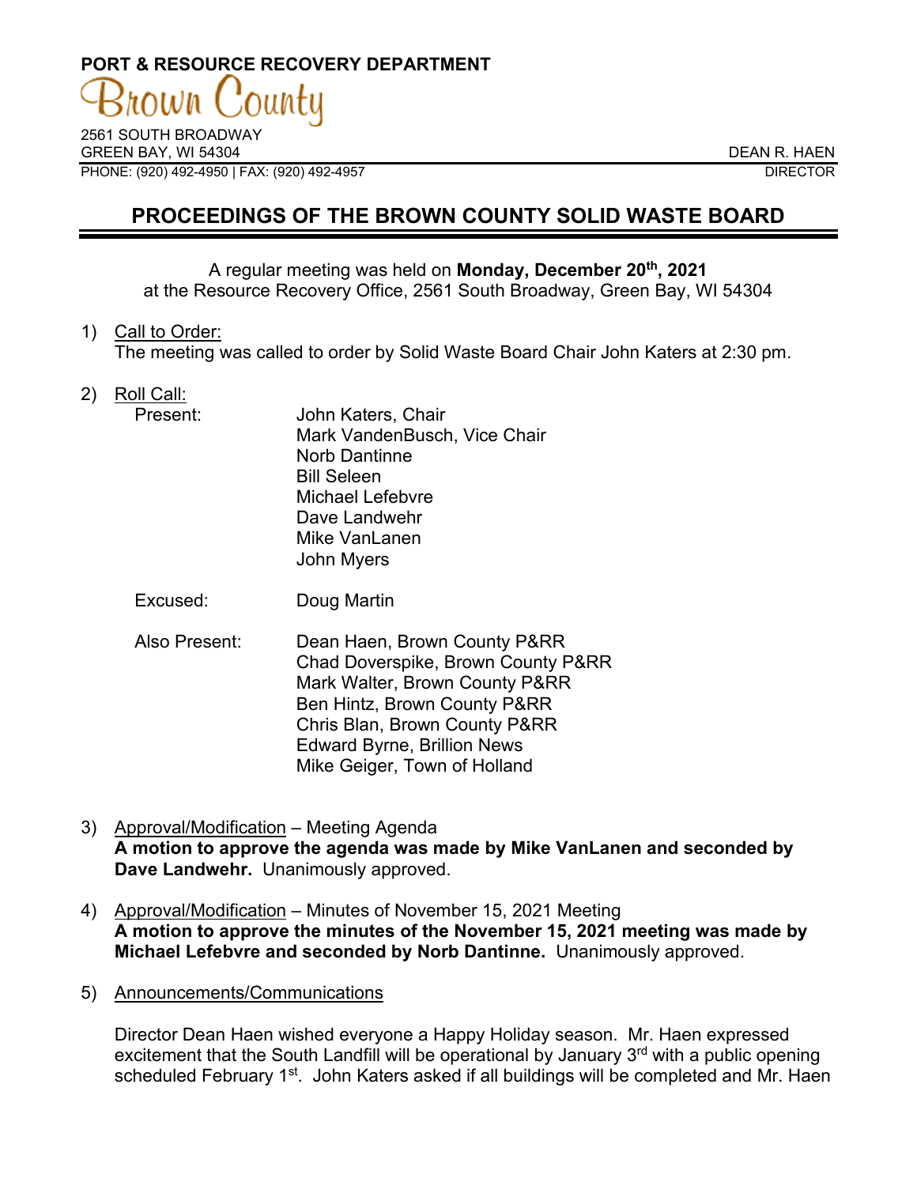**PORT & RESOURCE RECOVERY DEPARTMENT**

Brown County

2561 SOUTH BROADWAY
GREEN BAY, WI 54304
PHONE: (920) 492-4950 | FAX: (920) 492-4957

DEAN R. HAEN
DIRECTOR

# PROCEEDINGS OF THE BROWN COUNTY SOLID WASTE BOARD

A regular meeting was held on **Monday, December 20th, 2021** at the Resource Recovery Office, 2561 South Broadway, Green Bay, WI 54304

1) Call to Order:
The meeting was called to order by Solid Waste Board Chair John Katers at 2:30 pm.

2) Roll Call:

Present:
John Katers, Chair
Mark VandenBusch, Vice Chair
Norb Dantinne
Bill Seleen
Michael Lefebvre
Dave Landwehr
Mike VanLanen
John Myers

Excused:
Doug Martin

Also Present:
Dean Haen, Brown County P&RR
Chad Doverspike, Brown County P&RR
Mark Walter, Brown County P&RR
Ben Hintz, Brown County P&RR
Chris Blan, Brown County P&RR
Edward Byrne, Brillion News
Mike Geiger, Town of Holland

3) Approval/Modification – Meeting Agenda
**A motion to approve the agenda was made by Mike VanLanen and seconded by Dave Landwehr.** Unanimously approved.

4) Approval/Modification – Minutes of November 15, 2021 Meeting
**A motion to approve the minutes of the November 15, 2021 meeting was made by Michael Lefebvre and seconded by Norb Dantinne.** Unanimously approved.

5) Announcements/Communications

Director Dean Haen wished everyone a Happy Holiday season. Mr. Haen expressed excitement that the South Landfill will be operational by January 3rd with a public opening scheduled February 1st. John Katers asked if all buildings will be completed and Mr. Haen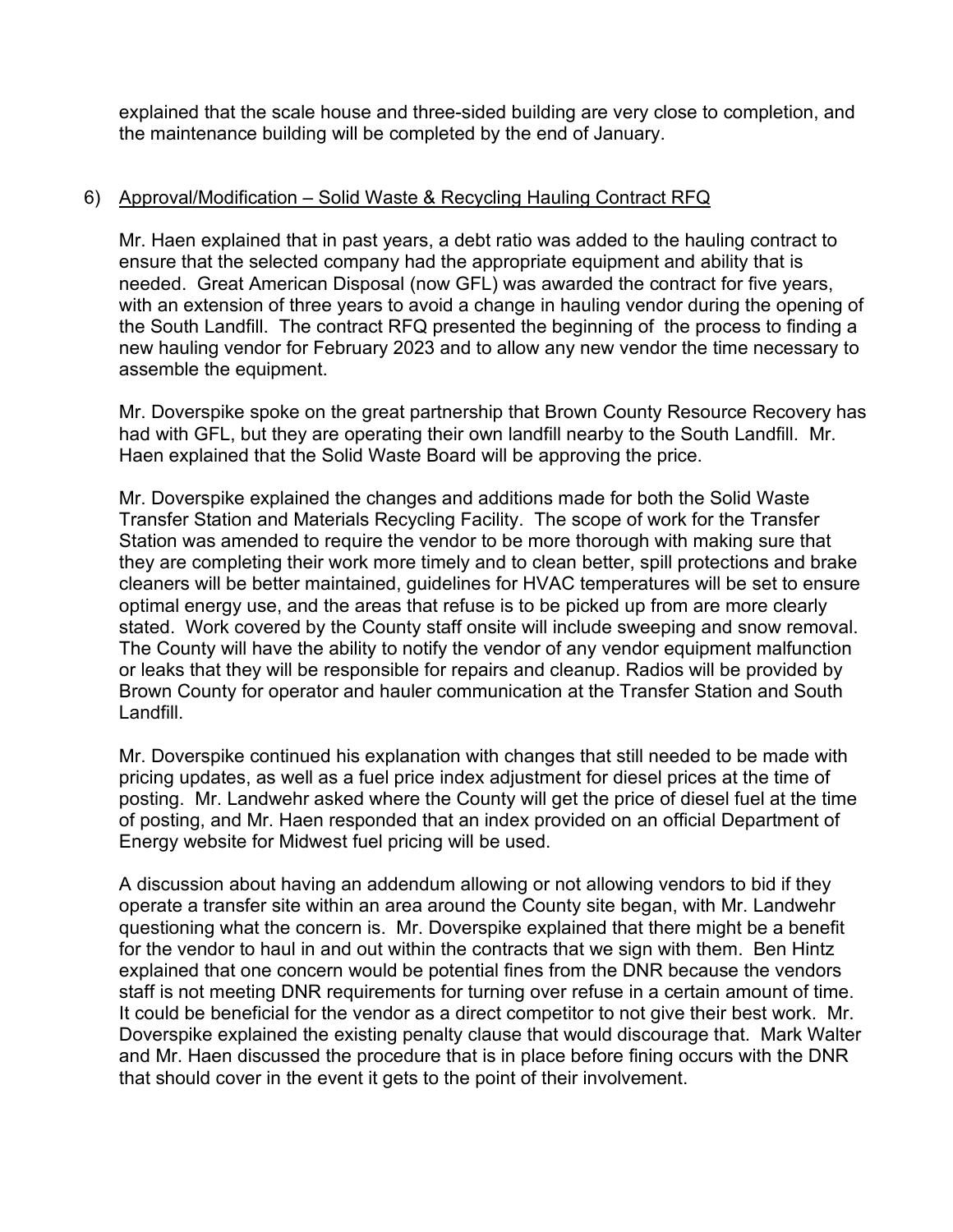explained that the scale house and three-sided building are very close to completion, and the maintenance building will be completed by the end of January.

6) Approval/Modification – Solid Waste & Recycling Hauling Contract RFQ

Mr. Haen explained that in past years, a debt ratio was added to the hauling contract to ensure that the selected company had the appropriate equipment and ability that is needed. Great American Disposal (now GFL) was awarded the contract for five years, with an extension of three years to avoid a change in hauling vendor during the opening of the South Landfill. The contract RFQ presented the beginning of the process to finding a new hauling vendor for February 2023 and to allow any new vendor the time necessary to assemble the equipment.

Mr. Doverspike spoke on the great partnership that Brown County Resource Recovery has had with GFL, but they are operating their own landfill nearby to the South Landfill. Mr. Haen explained that the Solid Waste Board will be approving the price.

Mr. Doverspike explained the changes and additions made for both the Solid Waste Transfer Station and Materials Recycling Facility. The scope of work for the Transfer Station was amended to require the vendor to be more thorough with making sure that they are completing their work more timely and to clean better, spill protections and brake cleaners will be better maintained, guidelines for HVAC temperatures will be set to ensure optimal energy use, and the areas that refuse is to be picked up from are more clearly stated. Work covered by the County staff onsite will include sweeping and snow removal. The County will have the ability to notify the vendor of any vendor equipment malfunction or leaks that they will be responsible for repairs and cleanup. Radios will be provided by Brown County for operator and hauler communication at the Transfer Station and South Landfill.

Mr. Doverspike continued his explanation with changes that still needed to be made with pricing updates, as well as a fuel price index adjustment for diesel prices at the time of posting. Mr. Landwehr asked where the County will get the price of diesel fuel at the time of posting, and Mr. Haen responded that an index provided on an official Department of Energy website for Midwest fuel pricing will be used.

A discussion about having an addendum allowing or not allowing vendors to bid if they operate a transfer site within an area around the County site began, with Mr. Landwehr questioning what the concern is. Mr. Doverspike explained that there might be a benefit for the vendor to haul in and out within the contracts that we sign with them. Ben Hintz explained that one concern would be potential fines from the DNR because the vendors staff is not meeting DNR requirements for turning over refuse in a certain amount of time. It could be beneficial for the vendor as a direct competitor to not give their best work. Mr. Doverspike explained the existing penalty clause that would discourage that. Mark Walter and Mr. Haen discussed the procedure that is in place before fining occurs with the DNR that should cover in the event it gets to the point of their involvement.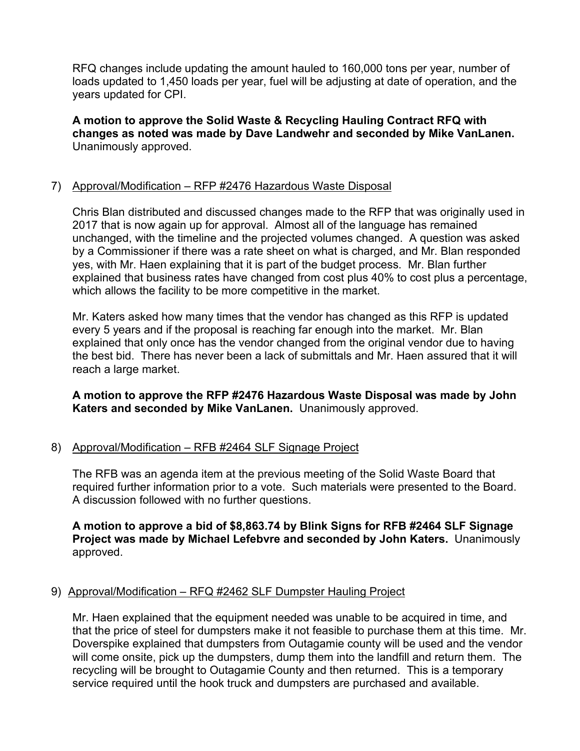RFQ changes include updating the amount hauled to 160,000 tons per year, number of loads updated to 1,450 loads per year, fuel will be adjusting at date of operation, and the years updated for CPI.

**A motion to approve the Solid Waste & Recycling Hauling Contract RFQ with changes as noted was made by Dave Landwehr and seconded by Mike VanLanen.** Unanimously approved.

7) <u>Approval/Modification – RFP #2476 Hazardous Waste Disposal</u>

Chris Blan distributed and discussed changes made to the RFP that was originally used in 2017 that is now again up for approval. Almost all of the language has remained unchanged, with the timeline and the projected volumes changed. A question was asked by a Commissioner if there was a rate sheet on what is charged, and Mr. Blan responded yes, with Mr. Haen explaining that it is part of the budget process. Mr. Blan further explained that business rates have changed from cost plus 40% to cost plus a percentage, which allows the facility to be more competitive in the market.

Mr. Katers asked how many times that the vendor has changed as this RFP is updated every 5 years and if the proposal is reaching far enough into the market. Mr. Blan explained that only once has the vendor changed from the original vendor due to having the best bid. There has never been a lack of submittals and Mr. Haen assured that it will reach a large market.

**A motion to approve the RFP #2476 Hazardous Waste Disposal was made by John Katers and seconded by Mike VanLanen.** Unanimously approved.

8) <u>Approval/Modification – RFB #2464 SLF Signage Project</u>

The RFB was an agenda item at the previous meeting of the Solid Waste Board that required further information prior to a vote. Such materials were presented to the Board. A discussion followed with no further questions.

**A motion to approve a bid of $8,863.74 by Blink Signs for RFB #2464 SLF Signage Project was made by Michael Lefebvre and seconded by John Katers.** Unanimously approved.

9) <u>Approval/Modification – RFQ #2462 SLF Dumpster Hauling Project</u>

Mr. Haen explained that the equipment needed was unable to be acquired in time, and that the price of steel for dumpsters make it not feasible to purchase them at this time. Mr. Doverspike explained that dumpsters from Outagamie county will be used and the vendor will come onsite, pick up the dumpsters, dump them into the landfill and return them. The recycling will be brought to Outagamie County and then returned. This is a temporary service required until the hook truck and dumpsters are purchased and available.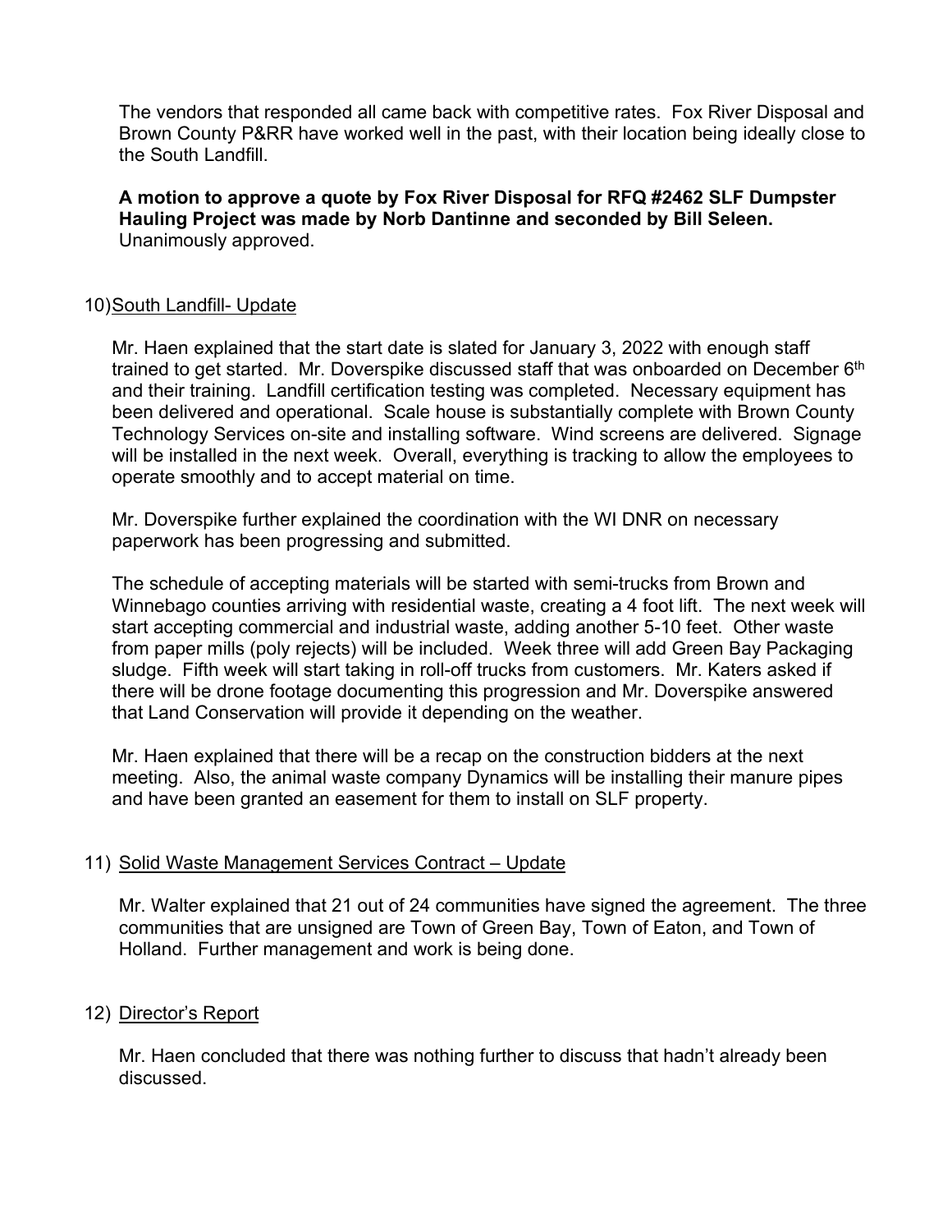The vendors that responded all came back with competitive rates. Fox River Disposal and Brown County P&RR have worked well in the past, with their location being ideally close to the South Landfill.

**A motion to approve a quote by Fox River Disposal for RFQ #2462 SLF Dumpster Hauling Project was made by Norb Dantinne and seconded by Bill Seleen.** Unanimously approved.

10) South Landfill- Update

Mr. Haen explained that the start date is slated for January 3, 2022 with enough staff trained to get started. Mr. Doverspike discussed staff that was onboarded on December 6th and their training. Landfill certification testing was completed. Necessary equipment has been delivered and operational. Scale house is substantially complete with Brown County Technology Services on-site and installing software. Wind screens are delivered. Signage will be installed in the next week. Overall, everything is tracking to allow the employees to operate smoothly and to accept material on time.

Mr. Doverspike further explained the coordination with the WI DNR on necessary paperwork has been progressing and submitted.

The schedule of accepting materials will be started with semi-trucks from Brown and Winnebago counties arriving with residential waste, creating a 4 foot lift. The next week will start accepting commercial and industrial waste, adding another 5-10 feet. Other waste from paper mills (poly rejects) will be included. Week three will add Green Bay Packaging sludge. Fifth week will start taking in roll-off trucks from customers. Mr. Katers asked if there will be drone footage documenting this progression and Mr. Doverspike answered that Land Conservation will provide it depending on the weather.

Mr. Haen explained that there will be a recap on the construction bidders at the next meeting. Also, the animal waste company Dynamics will be installing their manure pipes and have been granted an easement for them to install on SLF property.

11) Solid Waste Management Services Contract – Update

Mr. Walter explained that 21 out of 24 communities have signed the agreement. The three communities that are unsigned are Town of Green Bay, Town of Eaton, and Town of Holland. Further management and work is being done.

12) Director's Report

Mr. Haen concluded that there was nothing further to discuss that hadn't already been discussed.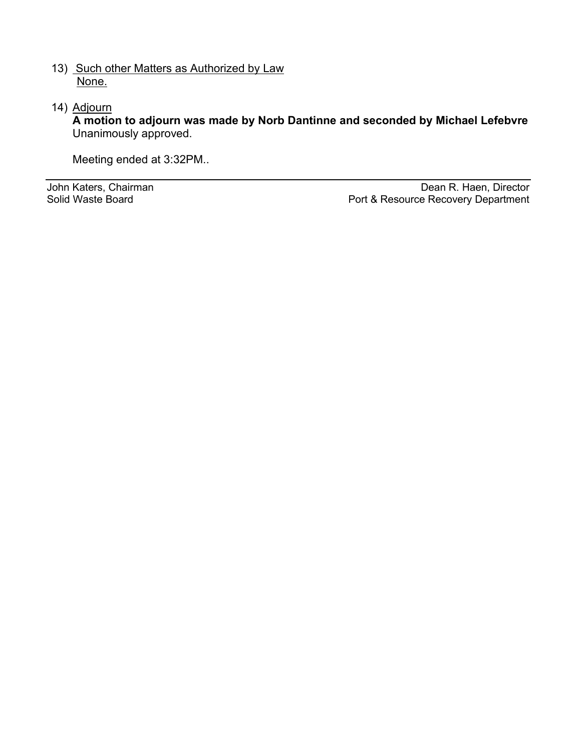13) Such other Matters as Authorized by Law
None.

14) Adjourn
**A motion to adjourn was made by Norb Dantinne and seconded by Michael Lefebvre**
Unanimously approved.

Meeting ended at 3:32PM..

---

John Katers, Chairman
Solid Waste Board

Dean R. Haen, Director
Port & Resource Recovery Department